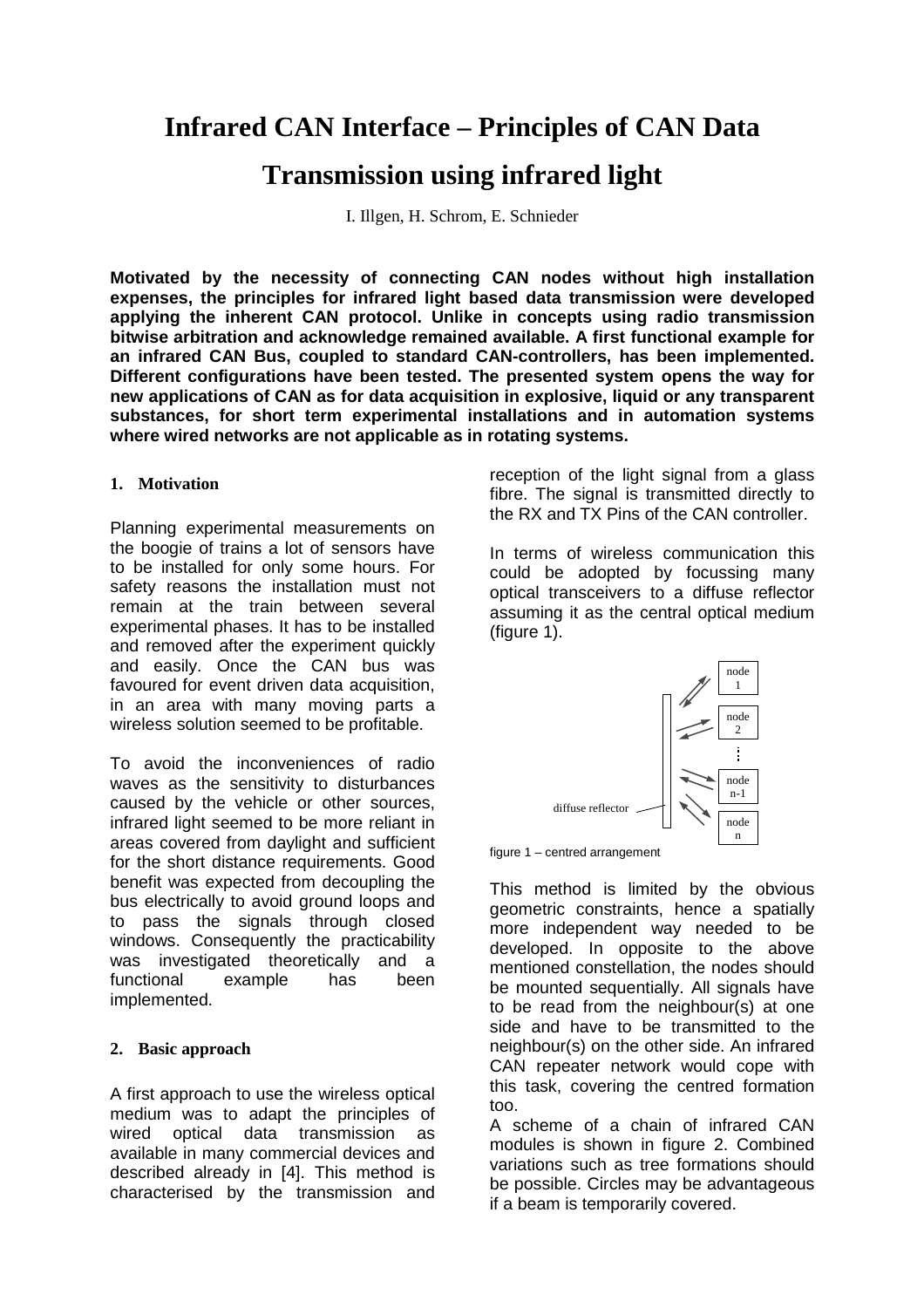# Infrared CAN Interface – Principles of CAN Data Transmission using infrared light

I. Illgen, H. Schrom, E. Schnieder

**Motivated by the necessity of connecting CAN nodes without high installation expenses, the principles for infrared light based data transmission were developed applying the inherent CAN protocol. Unlike in concepts using radio transmission bitwise arbitration and acknowledge remained available. A first functional example for an infrared CAN Bus, coupled to standard CAN-controllers, has been implemented. Different configurations have been tested. The presented system opens the way for new applications of CAN as for data acquisition in explosive, liquid or any transparent substances, for short term experimental installations and in automation systems where wired networks are not applicable as in rotating systems.**

## 1. Motivation

Planning experimental measurements on the boogie of trains a lot of sensors have to be installed for only some hours. For safety reasons the installation must not remain at the train between several experimental phases. It has to be installed and removed after the experiment quickly and easily. Once the CAN bus was favoured for event driven data acquisition, in an area with many moving parts a wireless solution seemed to be profitable.

To avoid the inconveniences of radio waves as the sensitivity to disturbances caused by the vehicle or other sources, infrared light seemed to be more reliant in areas covered from daylight and sufficient for the short distance requirements. Good benefit was expected from decoupling the bus electrically to avoid ground loops and to pass the signals through closed windows. Consequently the practicability was investigated theoretically and a functional example has been implemented.

## 2. Basic approach

A first approach to use the wireless optical medium was to adapt the principles of wired optical data transmission as available in many commercial devices and described already in [4]. This method is characterised by the transmission and reception of the light signal from a glass fibre. The signal is transmitted directly to the RX and TX Pins of the CAN controller.

In terms of wireless communication this could be adopted by focussing many optical transceivers to a diffuse reflector assuming it as the central optical medium (figure 1).

figure 1 – centred arrangement

This method is limited by the obvious geometric constraints, hence a spatially more independent way needed to be developed. In opposite to the above mentioned constellation, the nodes should be mounted sequentially. All signals have to be read from the neighbour(s) at one side and have to be transmitted to the neighbour(s) on the other side. An infrared CAN repeater network would cope with this task, covering the centred formation too.

A scheme of a chain of infrared CAN modules is shown in figure 2. Combined variations such as tree formations should be possible. Circles may be advantageous if a beam is temporarily covered.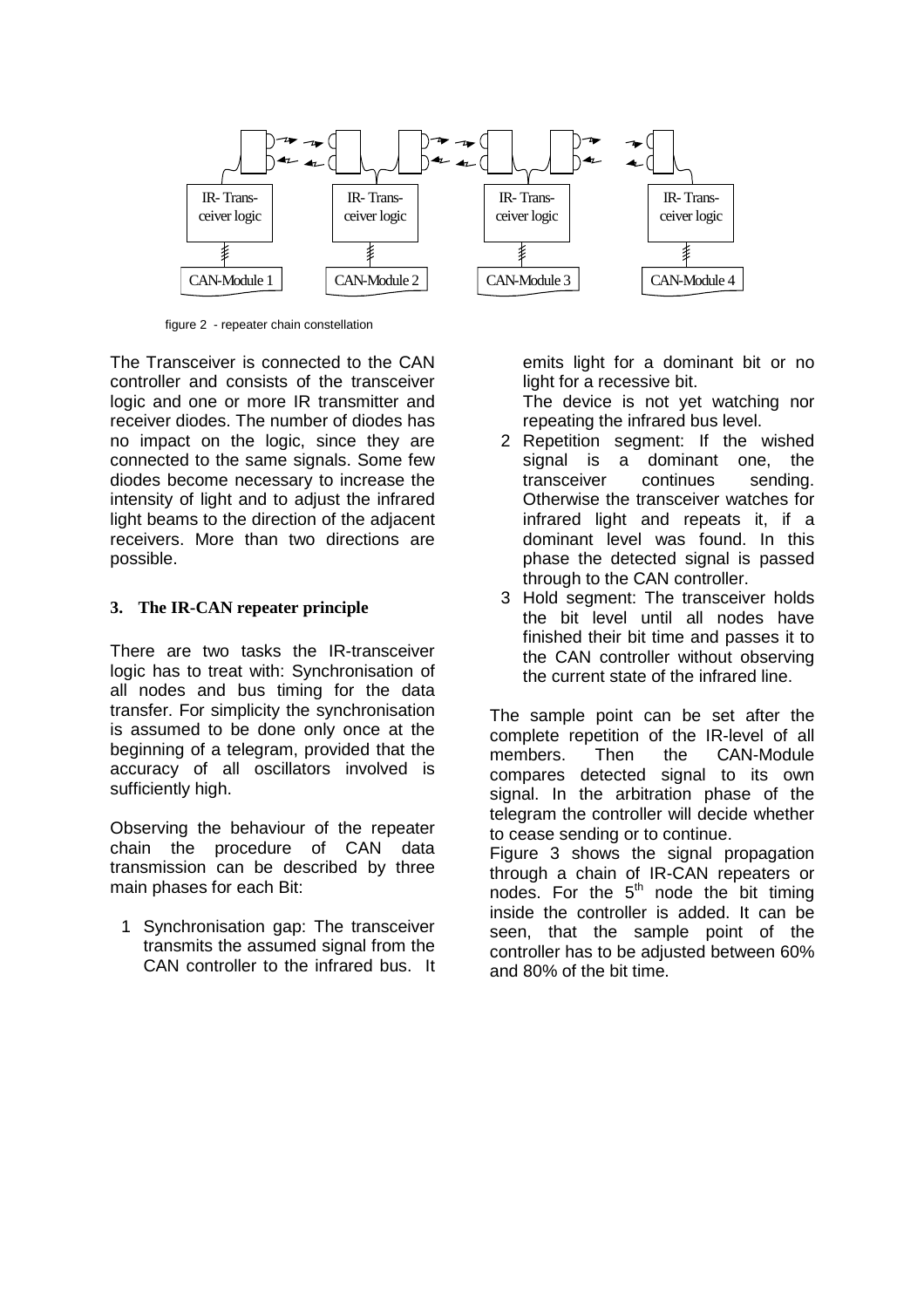figure 2 - repeater chain constellation

The Transceiver is connected to the CAN controller and consists of the transceiver logic and one or more IR transmitter and receiver diodes. The number of diodes has no impact on the logic, since they are connected to the same signals. Some few diodes become necessary to increase the intensity of light and to adjust the infrared light beams to the direction of the adjacent receivers. More than two directions are possible.

### 3. The IR-CAN repeater principle

There are two tasks the IR-transceiver logic has to treat with: Synchronisation of all nodes and bus timing for the data transfer. For simplicity the synchronisation is assumed to be done only once at the beginning of a telegram, provided that the accuracy of all oscillators involved is sufficiently high.

Observing the behaviour of the repeater chain the procedure of CAN data transmission can be described by three main phases for each Bit:

1. Synchronisation gap: The transceiver transmits the assumed signal from the CAN controller to the infrared bus. It emits light for a dominant bit or no light for a recessive bit.
   The device is not yet watching nor repeating the infrared bus level.
2. Repetition segment: If the wished signal is a dominant one, the transceiver continues sending. Otherwise the transceiver watches for infrared light and repeats it, if a dominant level was found. In this phase the detected signal is passed through to the CAN controller.
3. Hold segment: The transceiver holds the bit level until all nodes have finished their bit time and passes it to the CAN controller without observing the current state of the infrared line.

The sample point can be set after the complete repetition of the IR-level of all members. Then the CAN-Module compares detected signal to its own signal. In the arbitration phase of the telegram the controller will decide whether to cease sending or to continue.

Figure 3 shows the signal propagation through a chain of IR-CAN repeaters or nodes. For the 5th node the bit timing inside the controller is added. It can be seen, that the sample point of the controller has to be adjusted between 60% and 80% of the bit time.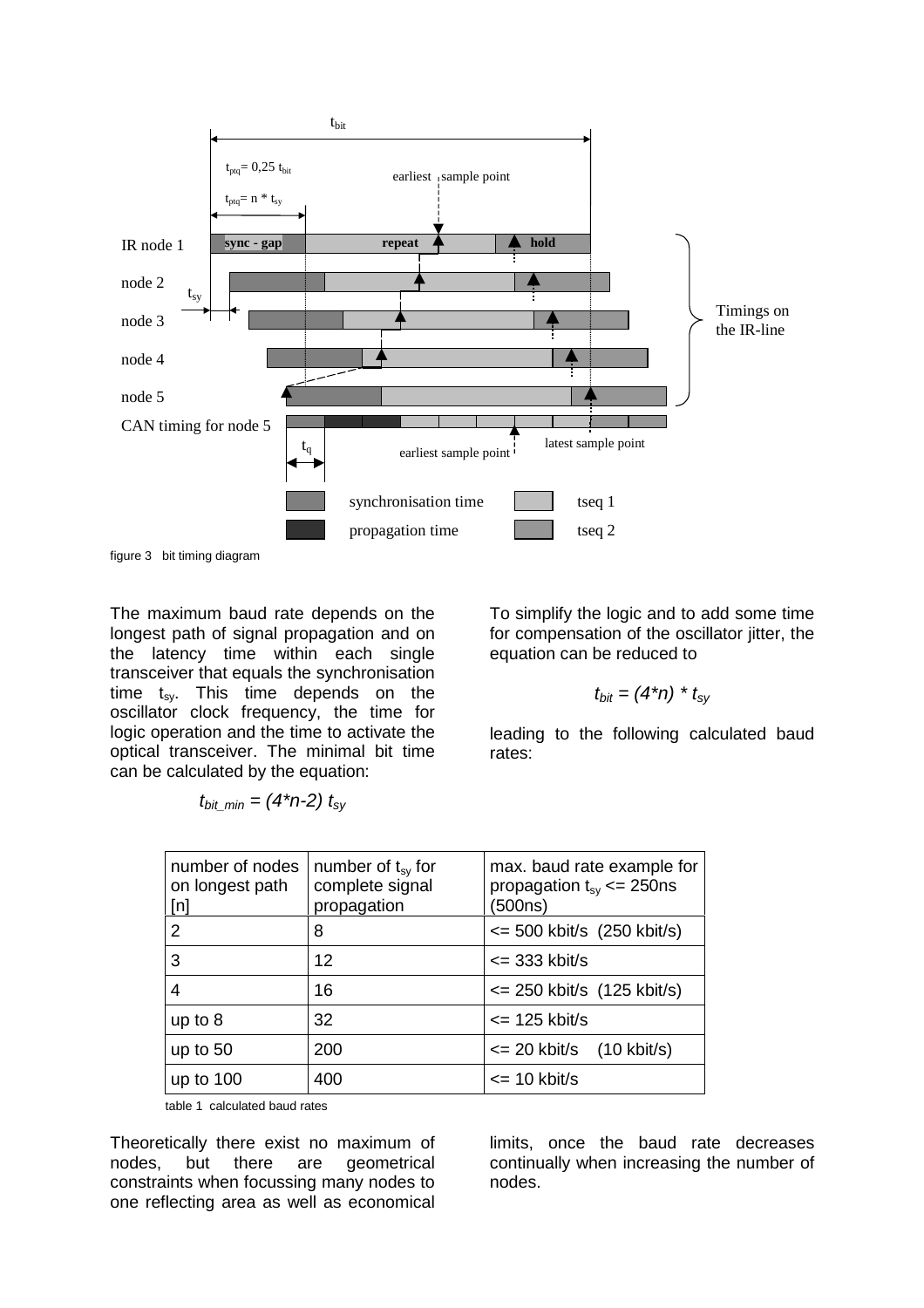figure 3 bit timing diagram

The maximum baud rate depends on the longest path of signal propagation and on the latency time within each single transceiver that equals the synchronisation time $t_{sy}$. This time depends on the oscillator clock frequency, the time for logic operation and the time to activate the optical transceiver. The minimal bit time can be calculated by the equation:

$$t_{bit\_min} = (4*n-2)\ t_{sy}$$

To simplify the logic and to add some time for compensation of the oscillator jitter, the equation can be reduced to

$$t_{bit} = (4*n) * t_{sy}$$

leading to the following calculated baud rates:

| number of nodes on longest path [n] | number of $t_{sy}$ for complete signal propagation | max. baud rate example for propagation $t_{sy}$ <= 250ns (500ns) |
|---|---|---|
| 2 | 8 | <= 500 kbit/s (250 kbit/s) |
| 3 | 12 | <= 333 kbit/s |
| 4 | 16 | <= 250 kbit/s (125 kbit/s) |
| up to 8 | 32 | <= 125 kbit/s |
| up to 50 | 200 | <= 20 kbit/s (10 kbit/s) |
| up to 100 | 400 | <= 10 kbit/s |

table 1 calculated baud rates

Theoretically there exist no maximum of nodes, but there are geometrical constraints when focussing many nodes to one reflecting area as well as economical limits, once the baud rate decreases continually when increasing the number of nodes.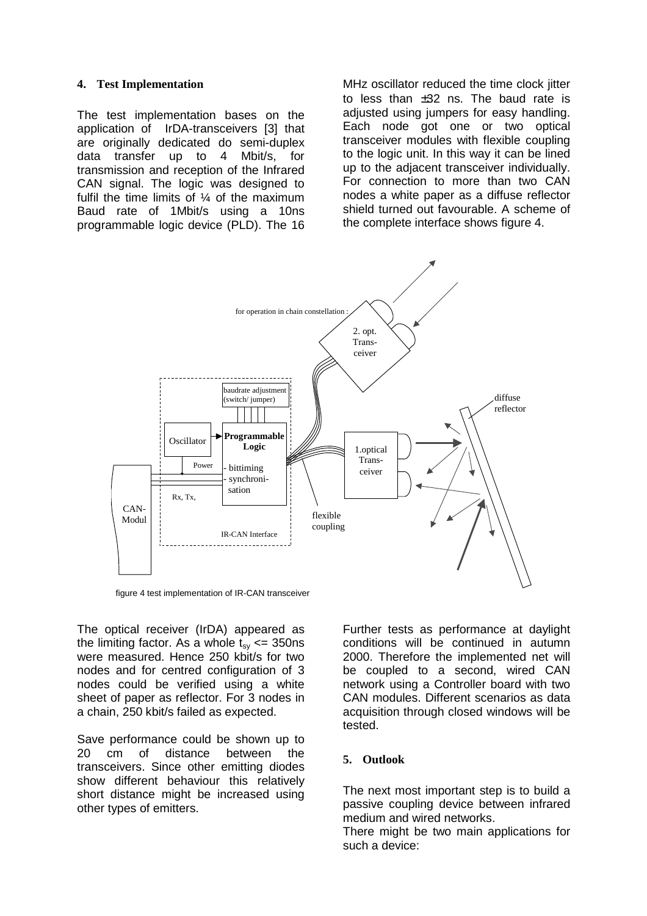## 4. Test Implementation

The test implementation bases on the application of IrDA-transceivers [3] that are originally dedicated do semi-duplex data transfer up to 4 Mbit/s, for transmission and reception of the Infrared CAN signal. The logic was designed to fulfil the time limits of ¼ of the maximum Baud rate of 1Mbit/s using a 10ns programmable logic device (PLD). The 16 MHz oscillator reduced the time clock jitter to less than ±32 ns. The baud rate is adjusted using jumpers for easy handling. Each node got one or two optical transceiver modules with flexible coupling to the logic unit. In this way it can be lined up to the adjacent transceiver individually. For connection to more than two CAN nodes a white paper as a diffuse reflector shield turned out favourable. A scheme of the complete interface shows figure 4.

figure 4 test implementation of IR-CAN transceiver

The optical receiver (IrDA) appeared as the limiting factor. As a whole $t_{sy}$ <= 350ns were measured. Hence 250 kbit/s for two nodes and for centred configuration of 3 nodes could be verified using a white sheet of paper as reflector. For 3 nodes in a chain, 250 kbit/s failed as expected.

Save performance could be shown up to 20 cm of distance between the transceivers. Since other emitting diodes show different behaviour this relatively short distance might be increased using other types of emitters.

Further tests as performance at daylight conditions will be continued in autumn 2000. Therefore the implemented net will be coupled to a second, wired CAN network using a Controller board with two CAN modules. Different scenarios as data acquisition through closed windows will be tested.

## 5. Outlook

The next most important step is to build a passive coupling device between infrared medium and wired networks.

There might be two main applications for such a device: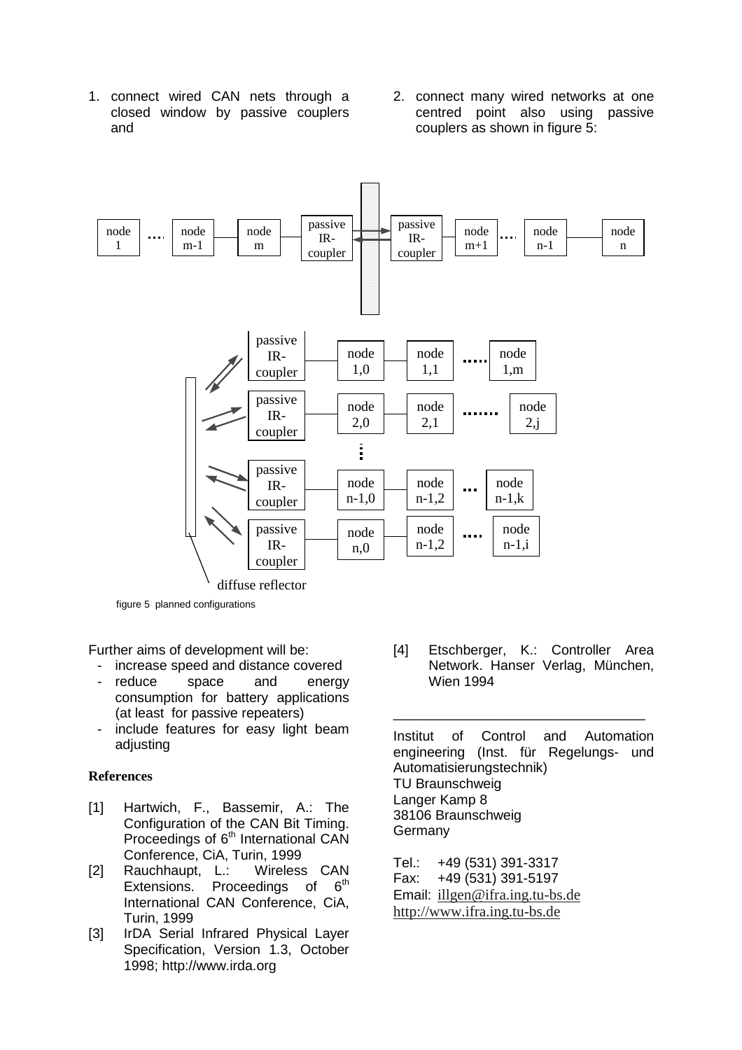1. connect wired CAN nets through a closed window by passive couplers and
2. connect many wired networks at one centred point also using passive couplers as shown in figure 5:

node 1 .... node m-1 node m passive IR-coupler passive IR-coupler node m+1 .... node n-1 node n

passive IR-coupler node 1,0 node 1,1 ..... node 1,m

passive IR-coupler node 2,0 node 2,1 ....... node 2,j

passive IR-coupler node n-1,0 node n-1,2 ... node n-1,k

passive IR-coupler node n,0 node n-1,2 .... node n-1,i

diffuse reflector

figure 5 planned configurations

Further aims of development will be:

- increase speed and distance covered
- reduce space and energy consumption for battery applications (at least for passive repeaters)
- include features for easy light beam adjusting

**References**

[1] Hartwich, F., Bassemir, A.: The Configuration of the CAN Bit Timing. Proceedings of 6th International CAN Conference, CiA, Turin, 1999

[2] Rauchhaupt, L.: Wireless CAN Extensions. Proceedings of 6th International CAN Conference, CiA, Turin, 1999

[3] IrDA Serial Infrared Physical Layer Specification, Version 1.3, October 1998; http://www.irda.org

[4] Etschberger, K.: Controller Area Network. Hanser Verlag, München, Wien 1994

---

Institut of Control and Automation engineering (Inst. für Regelungs- und Automatisierungstechnik)
TU Braunschweig
Langer Kamp 8
38106 Braunschweig
Germany

Tel.: +49 (531) 391-3317
Fax: +49 (531) 391-5197
Email: illgen@ifra.ing.tu-bs.de
http://www.ifra.ing.tu-bs.de